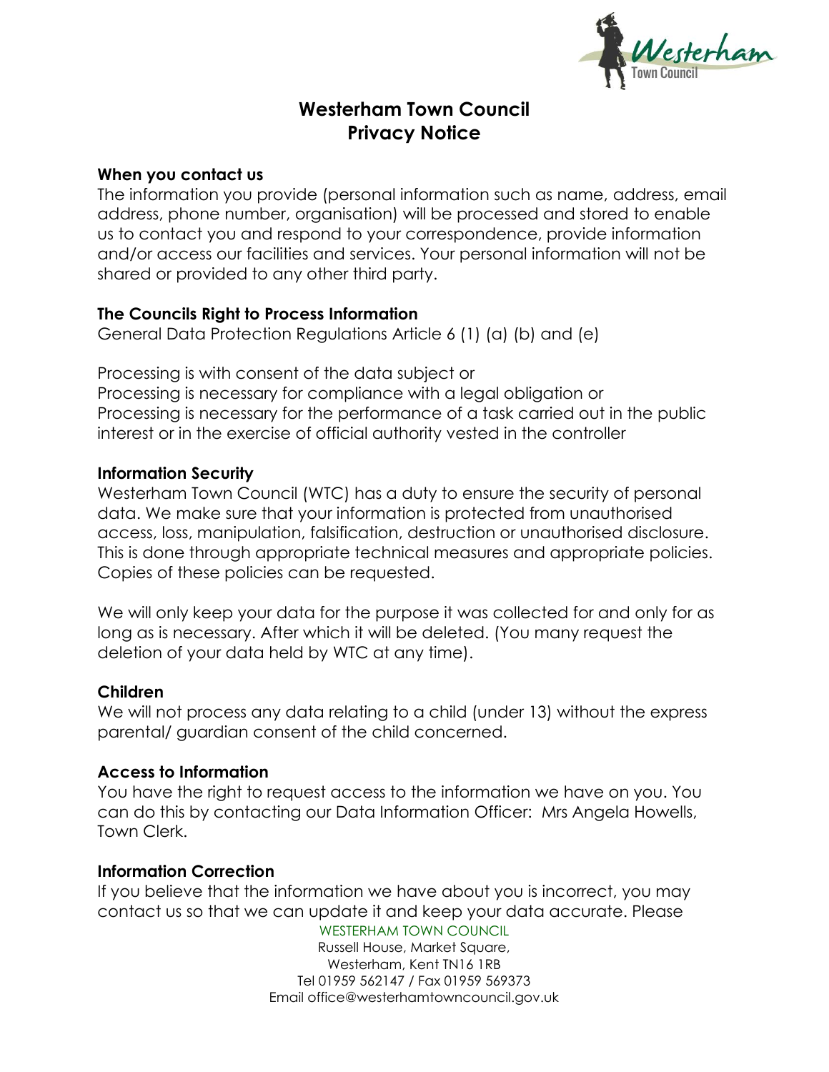# Westerham Town Council
# Privacy Notice

### When you contact us

The information you provide (personal information such as name, address, email address, phone number, organisation) will be processed and stored to enable us to contact you and respond to your correspondence, provide information and/or access our facilities and services. Your personal information will not be shared or provided to any other third party.

### The Councils Right to Process Information

General Data Protection Regulations Article 6 (1) (a) (b) and (e)

Processing is with consent of the data subject or
Processing is necessary for compliance with a legal obligation or
Processing is necessary for the performance of a task carried out in the public interest or in the exercise of official authority vested in the controller

### Information Security

Westerham Town Council (WTC) has a duty to ensure the security of personal data. We make sure that your information is protected from unauthorised access, loss, manipulation, falsification, destruction or unauthorised disclosure. This is done through appropriate technical measures and appropriate policies. Copies of these policies can be requested.

We will only keep your data for the purpose it was collected for and only for as long as is necessary. After which it will be deleted. (You many request the deletion of your data held by WTC at any time).

### Children

We will not process any data relating to a child (under 13) without the express parental/ guardian consent of the child concerned.

### Access to Information

You have the right to request access to the information we have on you. You can do this by contacting our Data Information Officer: Mrs Angela Howells, Town Clerk.

### Information Correction

If you believe that the information we have about you is incorrect, you may contact us so that we can update it and keep your data accurate. Please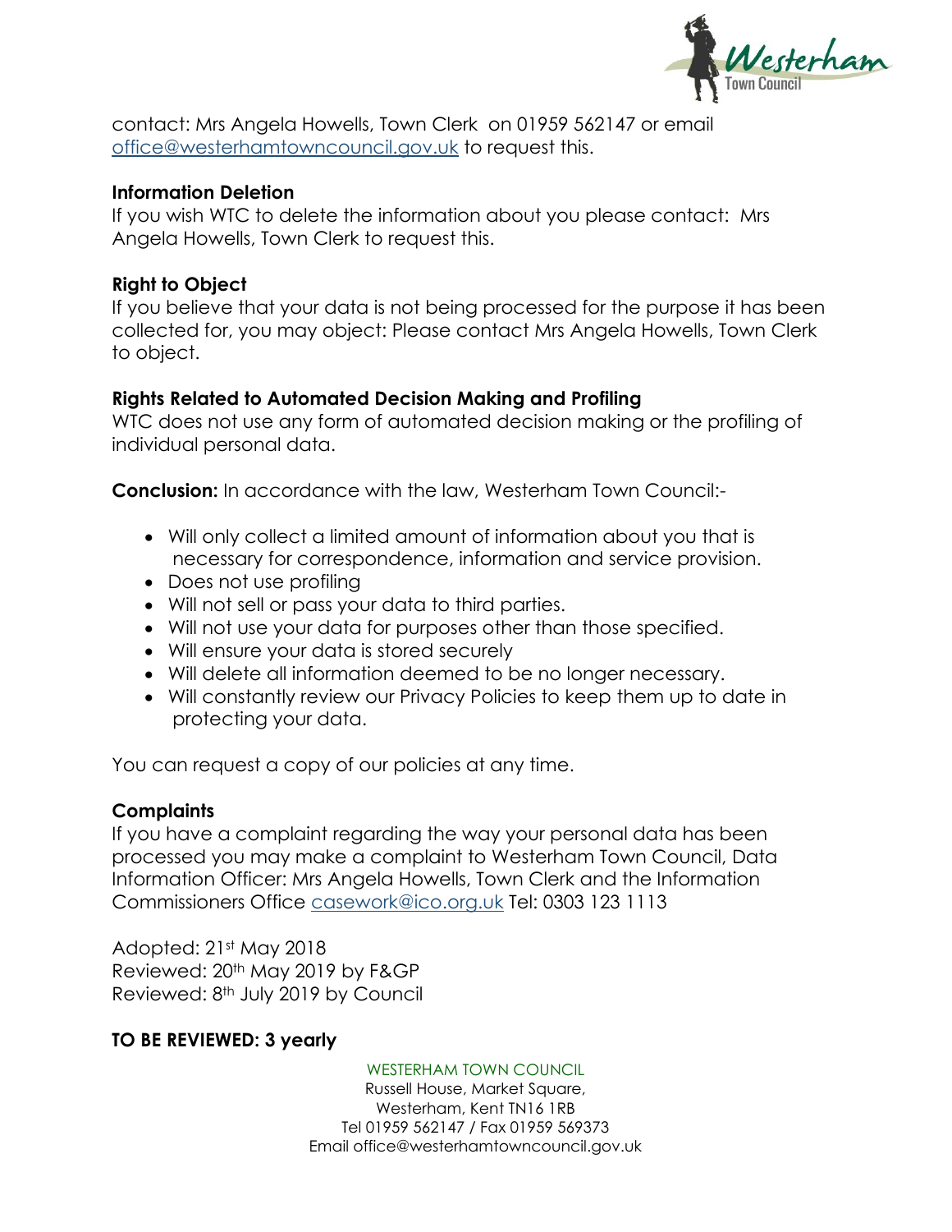contact: Mrs Angela Howells, Town Clerk on 01959 562147 or email office@westerhamtowncouncil.gov.uk to request this.

**Information Deletion**
If you wish WTC to delete the information about you please contact: Mrs Angela Howells, Town Clerk to request this.

**Right to Object**
If you believe that your data is not being processed for the purpose it has been collected for, you may object: Please contact Mrs Angela Howells, Town Clerk to object.

**Rights Related to Automated Decision Making and Profiling**
WTC does not use any form of automated decision making or the profiling of individual personal data.

**Conclusion:** In accordance with the law, Westerham Town Council:-

- Will only collect a limited amount of information about you that is necessary for correspondence, information and service provision.
- Does not use profiling
- Will not sell or pass your data to third parties.
- Will not use your data for purposes other than those specified.
- Will ensure your data is stored securely
- Will delete all information deemed to be no longer necessary.
- Will constantly review our Privacy Policies to keep them up to date in protecting your data.

You can request a copy of our policies at any time.

**Complaints**
If you have a complaint regarding the way your personal data has been processed you may make a complaint to Westerham Town Council, Data Information Officer: Mrs Angela Howells, Town Clerk and the Information Commissioners Office casework@ico.org.uk Tel: 0303 123 1113

Adopted: 21st May 2018
Reviewed: 20th May 2019 by F&GP
Reviewed: 8th July 2019 by Council

**TO BE REVIEWED: 3 yearly**

WESTERHAM TOWN COUNCIL
Russell House, Market Square,
Westerham, Kent TN16 1RB
Tel 01959 562147 / Fax 01959 569373
Email office@westerhamtowncouncil.gov.uk